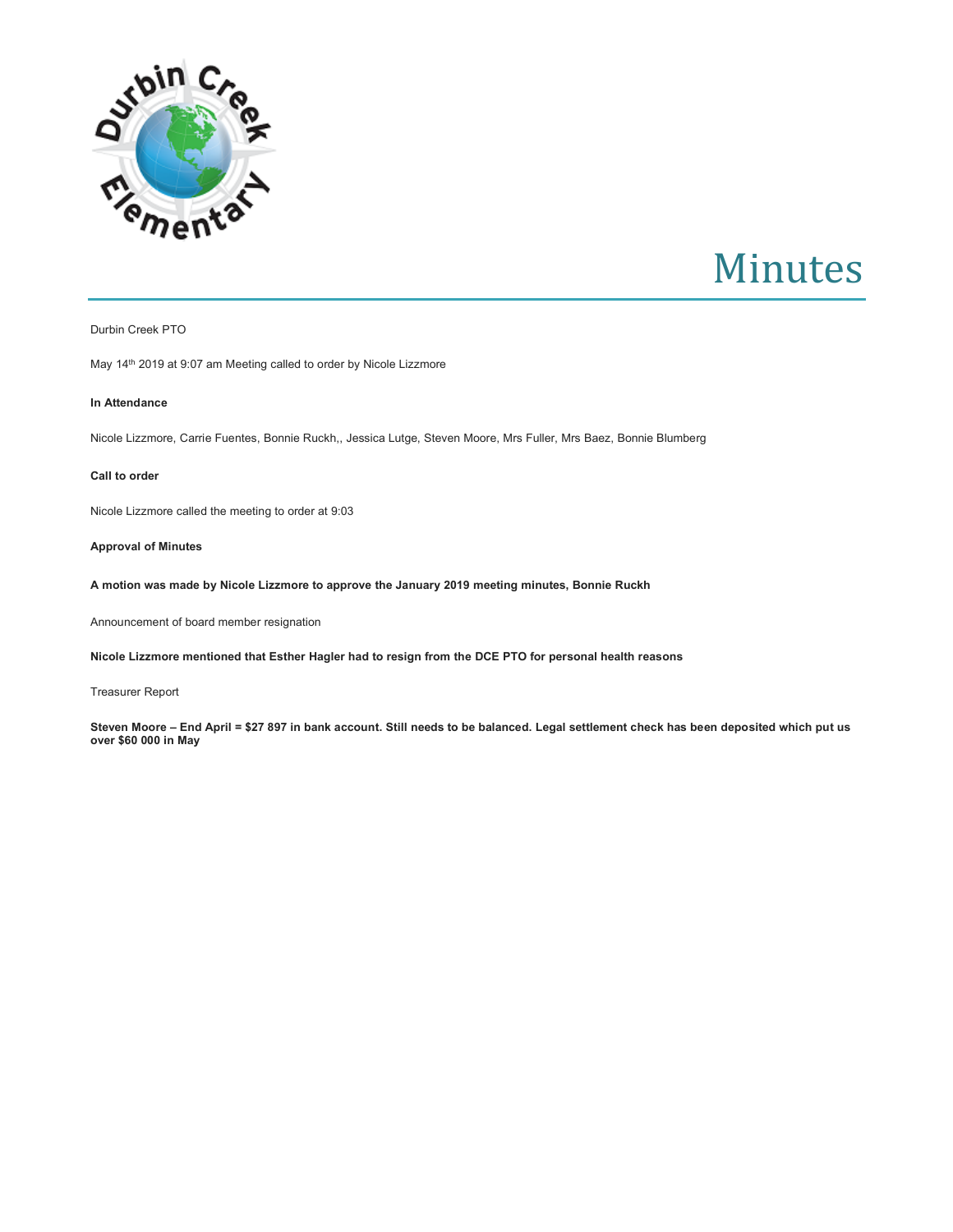# Minutes

Durbin Creek PTO

May 14th 2019 at 9:07 am Meeting called to order by Nicole Lizzmore

**In Attendance**

Nicole Lizzmore, Carrie Fuentes, Bonnie Ruckh,, Jessica Lutge, Steven Moore, Mrs Fuller, Mrs Baez, Bonnie Blumberg

**Call to order**

Nicole Lizzmore called the meeting to order at 9:03

**Approval of Minutes**

**A motion was made by Nicole Lizzmore to approve the January 2019 meeting minutes, Bonnie Ruckh**

Announcement of board member resignation

**Nicole Lizzmore mentioned that Esther Hagler had to resign from the DCE PTO for personal health reasons**

Treasurer Report

**Steven Moore – End April = $27 897 in bank account. Still needs to be balanced. Legal settlement check has been deposited which put us over $60 000 in May**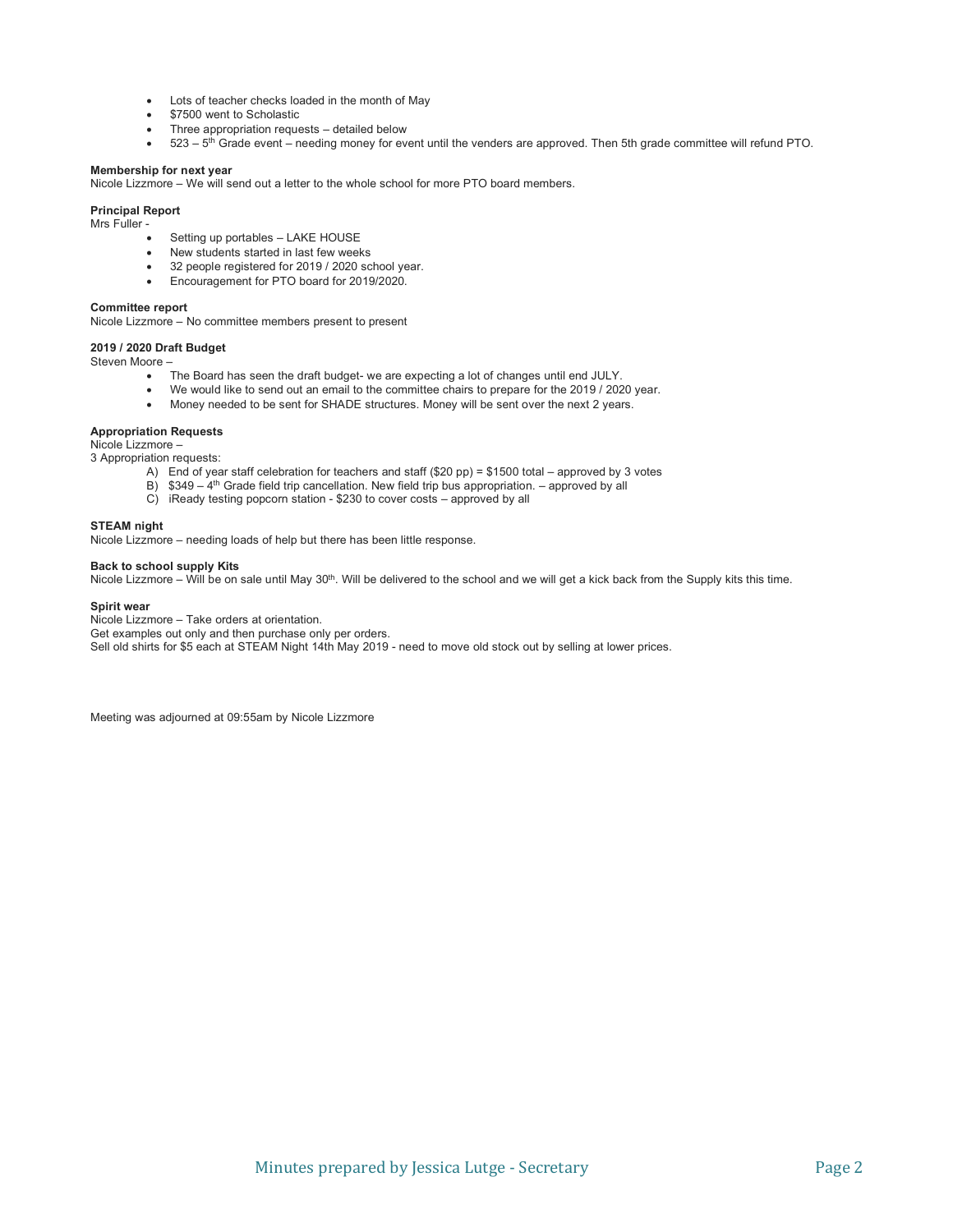- Lots of teacher checks loaded in the month of May
- $7500 went to Scholastic
- Three appropriation requests – detailed below
- 523 – 5th Grade event – needing money for event until the venders are approved. Then 5th grade committee will refund PTO.

**Membership for next year**

Nicole Lizzmore – We will send out a letter to the whole school for more PTO board members.

**Principal Report**

Mrs Fuller -

- Setting up portables – LAKE HOUSE
- New students started in last few weeks
- 32 people registered for 2019 / 2020 school year.
- Encouragement for PTO board for 2019/2020.

**Committee report**

Nicole Lizzmore – No committee members present to present

**2019 / 2020 Draft Budget**

Steven Moore –

- The Board has seen the draft budget- we are expecting a lot of changes until end JULY.
- We would like to send out an email to the committee chairs to prepare for the 2019 / 2020 year.
- Money needed to be sent for SHADE structures. Money will be sent over the next 2 years.

**Appropriation Requests**

Nicole Lizzmore –

3 Appropriation requests:

A) End of year staff celebration for teachers and staff ($20 pp) = $1500 total – approved by 3 votes
B) $349 – 4th Grade field trip cancellation. New field trip bus appropriation. – approved by all
C) iReady testing popcorn station - $230 to cover costs – approved by all

**STEAM night**

Nicole Lizzmore – needing loads of help but there has been little response.

**Back to school supply Kits**

Nicole Lizzmore – Will be on sale until May 30th. Will be delivered to the school and we will get a kick back from the Supply kits this time.

**Spirit wear**

Nicole Lizzmore – Take orders at orientation.

Get examples out only and then purchase only per orders.

Sell old shirts for $5 each at STEAM Night 14th May 2019 - need to move old stock out by selling at lower prices.

Meeting was adjourned at 09:55am by Nicole Lizzmore

Minutes prepared by Jessica Lutge - Secretary